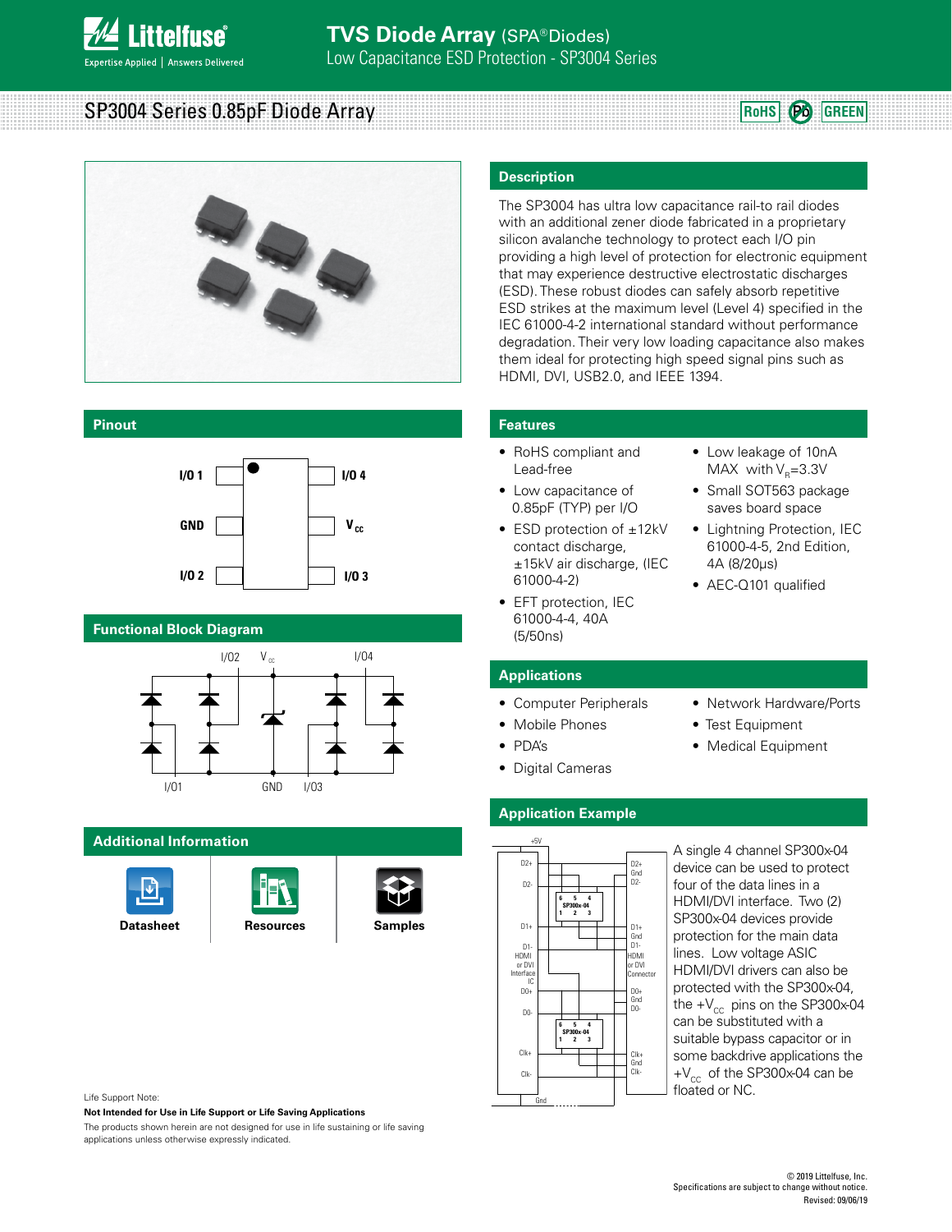# TVS Diode Array (SPA® Diodes)

Low Capacitance ESD Protection - SP3004 Series

## SP3004 Series 0.85pF Diode Array

RoHS | Pb | GREEN

## Description

The SP3004 has ultra low capacitance rail-to rail diodes with an additional zener diode fabricated in a proprietary silicon avalanche technology to protect each I/O pin providing a high level of protection for electronic equipment that may experience destructive electrostatic discharges (ESD). These robust diodes can safely absorb repetitive ESD strikes at the maximum level (Level 4) specified in the IEC 61000-4-2 international standard without performance degradation. Their very low loading capacitance also makes them ideal for protecting high speed signal pins such as HDMI, DVI, USB2.0, and IEEE 1394.

## Pinout

I/O 1, GND, I/O 2 | I/O 4, $V_{CC}$, I/O 3

## Functional Block Diagram

I/O2, $V_{CC}$, I/O4, I/O1, GND, I/O3

## Features

- RoHS compliant and Lead-free
- Low capacitance of 0.85pF (TYP) per I/O
- ESD protection of ±12kV contact discharge, ±15kV air discharge, (IEC 61000-4-2)
- EFT protection, IEC 61000-4-4, 40A (5/50ns)
- Low leakage of 10nA MAX with $V_R$=3.3V
- Small SOT563 package saves board space
- Lightning Protection, IEC 61000-4-5, 2nd Edition, 4A (8/20μs)
- AEC-Q101 qualified

## Applications

- Computer Peripherals
- Mobile Phones
- PDA's
- Digital Cameras
- Network Hardware/Ports
- Test Equipment
- Medical Equipment

## Application Example

A single 4 channel SP300x-04 device can be used to protect four of the data lines in a HDMI/DVI interface. Two (2) SP300x-04 devices provide protection for the main data lines. Low voltage ASIC HDMI/DVI drivers can also be protected with the SP300x-04, the $+V_{CC}$ pins on the SP300x-04 can be substituted with a suitable bypass capacitor or in some backdrive applications the $+V_{CC}$ of the SP300x-04 can be floated or NC.

## Additional Information

Datasheet | Resources | Samples

Life Support Note:

**Not Intended for Use in Life Support or Life Saving Applications**

The products shown herein are not designed for use in life sustaining or life saving applications unless otherwise expressly indicated.

© 2019 Littelfuse, Inc.
Specifications are subject to change without notice.
Revised: 09/06/19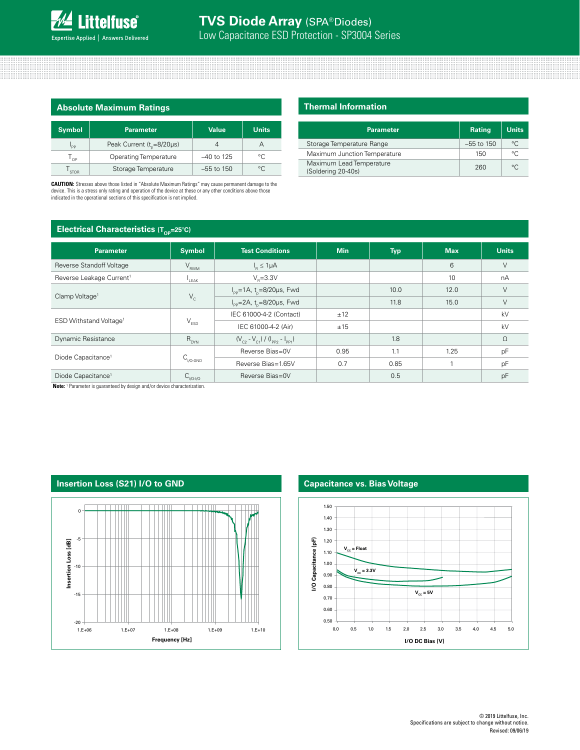## Absolute Maximum Ratings

| Symbol | Parameter | Value | Units |
|---|---|---|---|
| $I_{PP}$ | Peak Current ($t_p$=8/20μs) | 4 | A |
| $T_{OP}$ | Operating Temperature | –40 to 125 | °C |
| $T_{STOR}$ | Storage Temperature | –55 to 150 | °C |

**CAUTION:** Stresses above those listed in "Absolute Maximum Ratings" may cause permanent damage to the device. This is a stress only rating and operation of the device at these or any other conditions above those indicated in the operational sections of this specification is not implied.

## Thermal Information

| Parameter | Rating | Units |
|---|---|---|
| Storage Temperature Range | –55 to 150 | °C |
| Maximum Junction Temperature | 150 | °C |
| Maximum Lead Temperature (Soldering 20-40s) | 260 | °C |

## Electrical Characteristics ($T_{OP}$=25°C)

| Parameter | Symbol | Test Conditions | Min | Typ | Max | Units |
|---|---|---|---|---|---|---|
| Reverse Standoff Voltage | $V_{RWM}$ | $I_R$ ≤ 1μA | | | 6 | V |
| Reverse Leakage Current[1] | $I_{LEAK}$ | $V_R$=3.3V | | | 10 | nA |
| Clamp Voltage[1] | $V_C$ | $I_{PP}$=1A, $t_p$=8/20μs, Fwd | | 10.0 | 12.0 | V |
| | | $I_{PP}$=2A, $t_p$=8/20μs, Fwd | | 11.8 | 15.0 | V |
| ESD Withstand Voltage[1] | $V_{ESD}$ | IEC 61000-4-2 (Contact) | ±12 | | | kV |
| | | IEC 61000-4-2 (Air) | ±15 | | | kV |
| Dynamic Resistance | $R_{DYN}$ | $(V_{C2} - V_{C1}) / (I_{PP2} - I_{PP1})$ | | 1.8 | | Ω |
| Diode Capacitance[1] | $C_{I/O-GND}$ | Reverse Bias=0V | 0.95 | 1.1 | 1.25 | pF |
| | | Reverse Bias=1.65V | 0.7 | 0.85 | 1 | pF |
| Diode Capacitance[1] | $C_{I/O-I/O}$ | Reverse Bias=0V | | 0.5 | | pF |

**Note:** [1] Parameter is guaranteed by design and/or device characterization.

## Insertion Loss (S21) I/O to GND

## Capacitance vs. Bias Voltage

© 2019 Littelfuse, Inc.
Specifications are subject to change without notice.
Revised: 09/06/19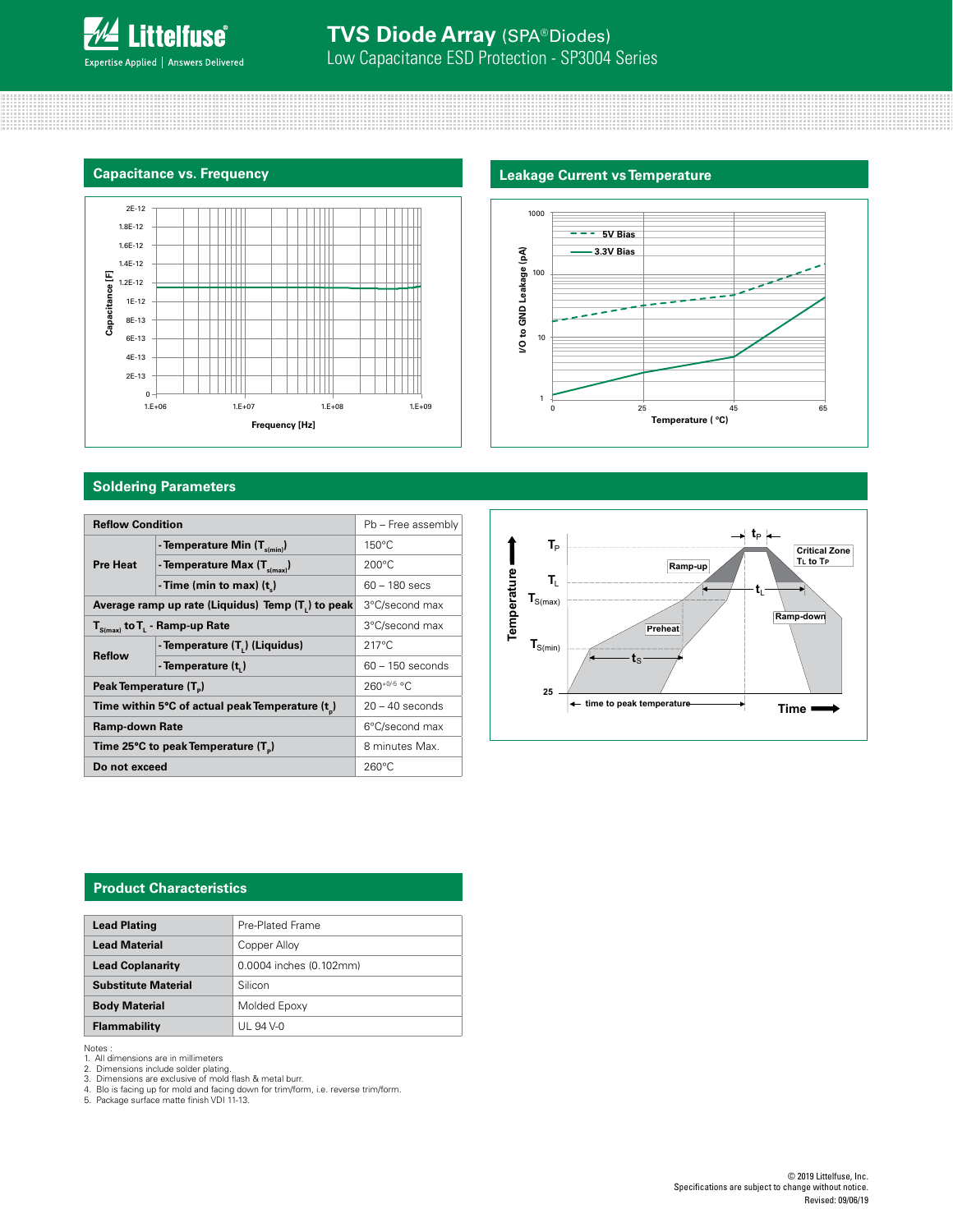## Capacitance vs. Frequency

## Leakage Current vs Temperature

## Soldering Parameters

| Reflow Condition | | Pb – Free assembly |
|---|---|---|
| Pre Heat | - Temperature Min ($T_{s(min)}$) | 150°C |
| | - Temperature Max ($T_{s(max)}$) | 200°C |
| | - Time (min to max) ($t_s$) | 60 – 180 secs |
| Average ramp up rate (Liquidus) Temp ($T_L$) to peak | | 3°C/second max |
| $T_{S(max)}$ to $T_L$ - Ramp-up Rate | | 3°C/second max |
| Reflow | - Temperature ($T_L$) (Liquidus) | 217°C |
| | - Temperature ($t_L$) | 60 – 150 seconds |
| Peak Temperature ($T_P$) | | $260^{+0/-5}$ °C |
| Time within 5°C of actual peak Temperature ($t_p$) | | 20 – 40 seconds |
| Ramp-down Rate | | 6°C/second max |
| Time 25°C to peak Temperature ($T_P$) | | 8 minutes Max. |
| Do not exceed | | 260°C |

## Product Characteristics

| Lead Plating | Pre-Plated Frame |
|---|---|
| Lead Material | Copper Alloy |
| Lead Coplanarity | 0.0004 inches (0.102mm) |
| Substitute Material | Silicon |
| Body Material | Molded Epoxy |
| Flammability | UL 94 V-0 |

Notes :
1. All dimensions are in millimeters
2. Dimensions include solder plating.
3. Dimensions are exclusive of mold flash & metal burr.
4. Blo is facing up for mold and facing down for trim/form, i.e. reverse trim/form.
5. Package surface matte finish VDI 11-13.

© 2019 Littelfuse, Inc.
Specifications are subject to change without notice.
Revised: 09/06/19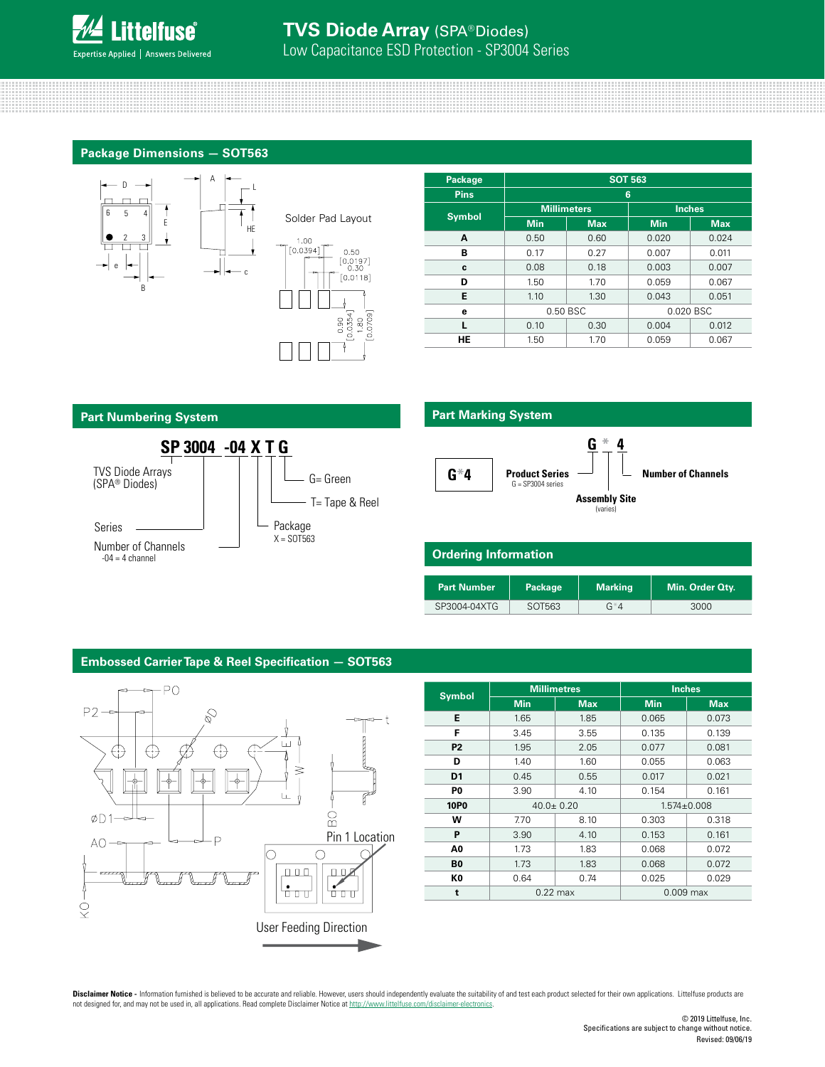## Package Dimensions — SOT563

Solder Pad Layout

| Package | SOT 563 | | | |
|---|---|---|---|---|
| Pins | 6 | | | |
| Symbol | Millimeters | | Inches | |
| | Min | Max | Min | Max |
| A | 0.50 | 0.60 | 0.020 | 0.024 |
| B | 0.17 | 0.27 | 0.007 | 0.011 |
| c | 0.08 | 0.18 | 0.003 | 0.007 |
| D | 1.50 | 1.70 | 0.059 | 0.067 |
| E | 1.10 | 1.30 | 0.043 | 0.051 |
| e | 0.50 BSC | | 0.020 BSC | |
| L | 0.10 | 0.30 | 0.004 | 0.012 |
| HE | 1.50 | 1.70 | 0.059 | 0.067 |

## Part Numbering System

SP 3004 -04 X T G

- TVS Diode Arrays (SPA® Diodes)
- Series
- Number of Channels: -04 = 4 channel
- Package: X = SOT563
- T= Tape & Reel
- G= Green

## Part Marking System

G*4

- Product Series: G = SP3004 series
- Assembly Site (varies)
- Number of Channels

## Ordering Information

| Part Number | Package | Marking | Min. Order Qty. |
|---|---|---|---|
| SP3004-04XTG | SOT563 | G*4 | 3000 |

## Embossed Carrier Tape & Reel Specification — SOT563

Pin 1 Location

User Feeding Direction

| Symbol | Millimetres | | Inches | |
|---|---|---|---|---|
| | Min | Max | Min | Max |
| E | 1.65 | 1.85 | 0.065 | 0.073 |
| F | 3.45 | 3.55 | 0.135 | 0.139 |
| P2 | 1.95 | 2.05 | 0.077 | 0.081 |
| D | 1.40 | 1.60 | 0.055 | 0.063 |
| D1 | 0.45 | 0.55 | 0.017 | 0.021 |
| P0 | 3.90 | 4.10 | 0.154 | 0.161 |
| 10P0 | 40.0± 0.20 | | 1.574±0.008 | |
| W | 7.70 | 8.10 | 0.303 | 0.318 |
| P | 3.90 | 4.10 | 0.153 | 0.161 |
| A0 | 1.73 | 1.83 | 0.068 | 0.072 |
| B0 | 1.73 | 1.83 | 0.068 | 0.072 |
| K0 | 0.64 | 0.74 | 0.025 | 0.029 |
| t | 0.22 max | | 0.009 max | |

**Disclaimer Notice -** Information furnished is believed to be accurate and reliable. However, users should independently evaluate the suitability of and test each product selected for their own applications. Littelfuse products are not designed for, and may not be used in, all applications. Read complete Disclaimer Notice at http://www.littelfuse.com/disclaimer-electronics.

© 2019 Littelfuse, Inc.
Specifications are subject to change without notice.
Revised: 09/06/19